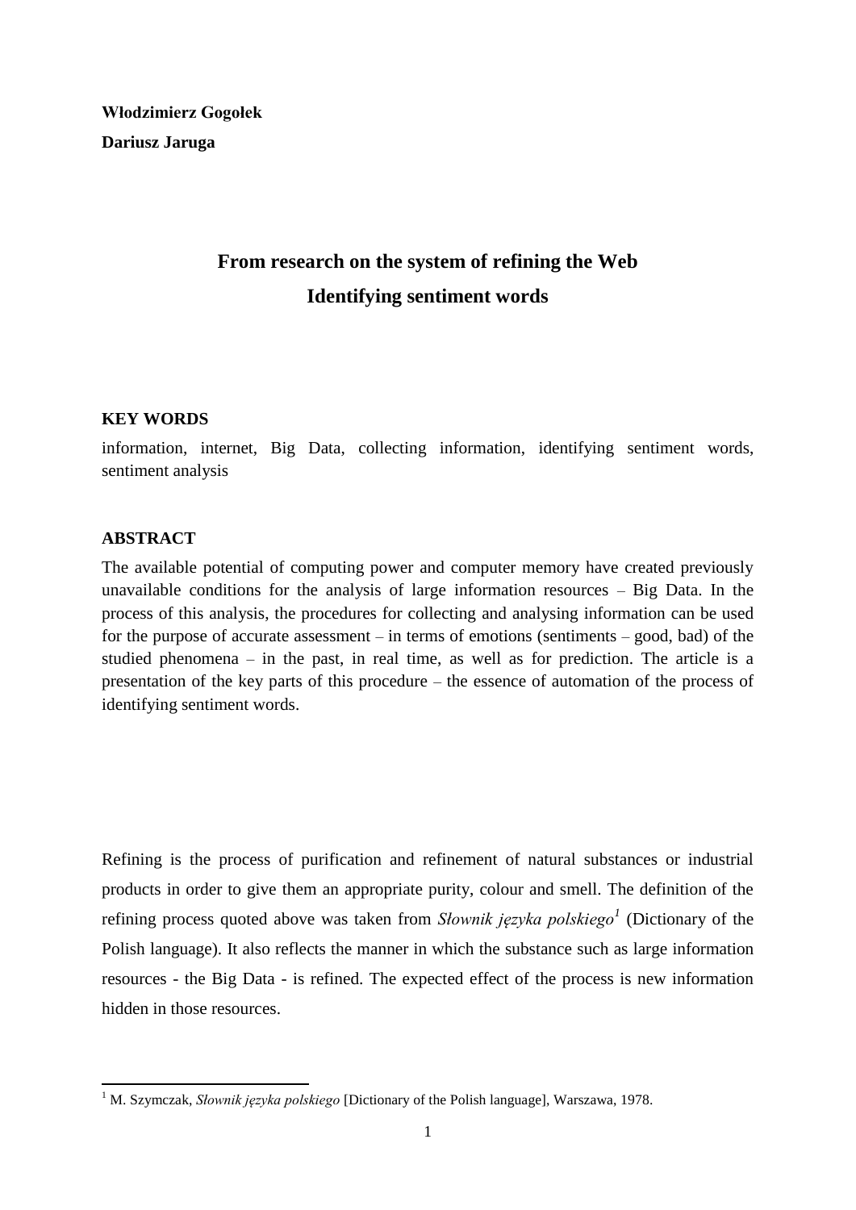**Włodzimierz Gogołek**

**Dariusz Jaruga**

# From research on the system of refining the Web Identifying sentiment words

## KEY WORDS

information, internet, Big Data, collecting information, identifying sentiment words, sentiment analysis

## ABSTRACT

The available potential of computing power and computer memory have created previously unavailable conditions for the analysis of large information resources – Big Data. In the process of this analysis, the procedures for collecting and analysing information can be used for the purpose of accurate assessment – in terms of emotions (sentiments – good, bad) of the studied phenomena – in the past, in real time, as well as for prediction. The article is a presentation of the key parts of this procedure – the essence of automation of the process of identifying sentiment words.

Refining is the process of purification and refinement of natural substances or industrial products in order to give them an appropriate purity, colour and smell. The definition of the refining process quoted above was taken from *Słownik języka polskiego*[1] (Dictionary of the Polish language). It also reflects the manner in which the substance such as large information resources - the Big Data - is refined. The expected effect of the process is new information hidden in those resources.

[1] M. Szymczak, *Słownik języka polskiego* [Dictionary of the Polish language], Warszawa, 1978.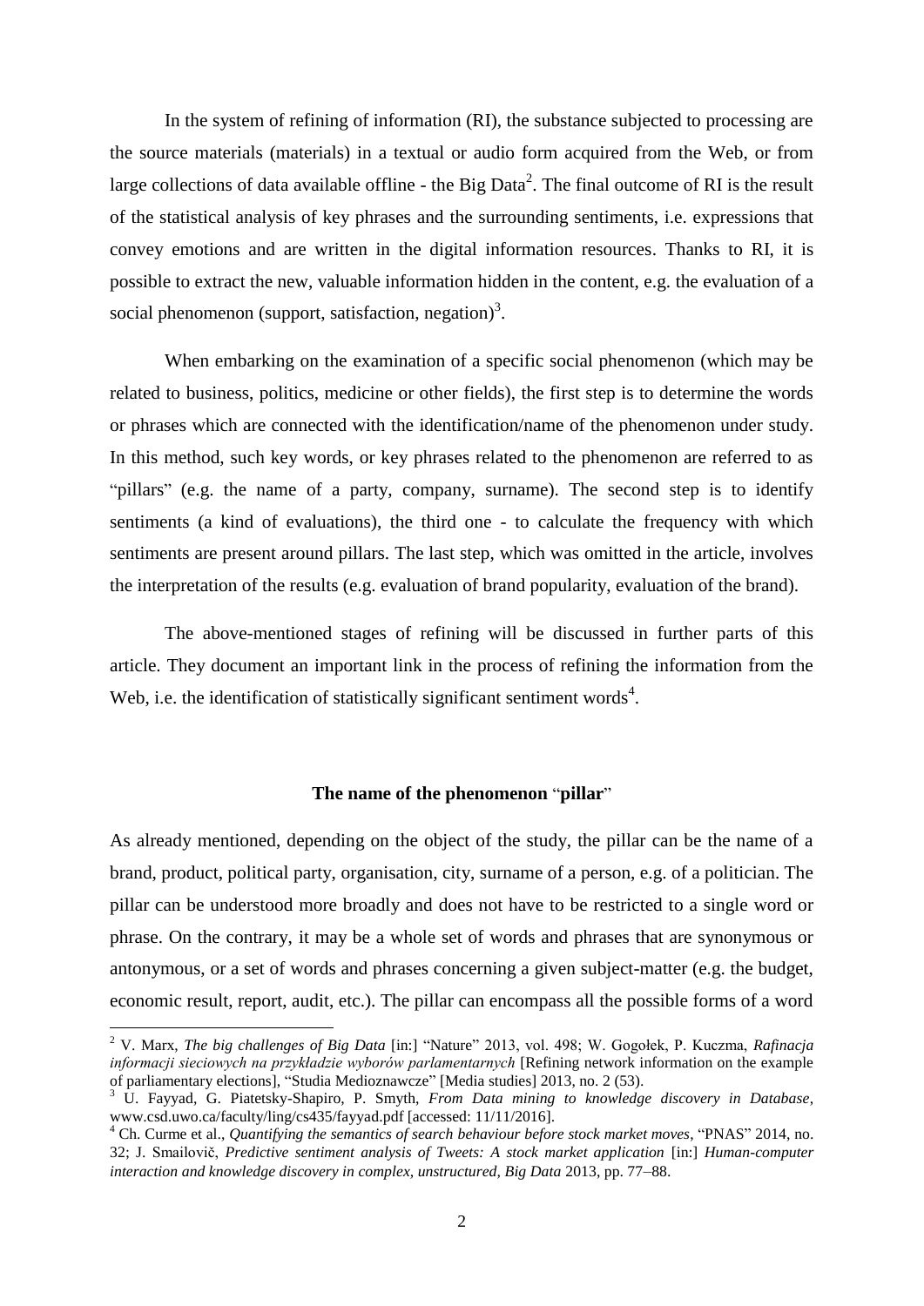In the system of refining of information (RI), the substance subjected to processing are the source materials (materials) in a textual or audio form acquired from the Web, or from large collections of data available offline - the Big Data[2]. The final outcome of RI is the result of the statistical analysis of key phrases and the surrounding sentiments, i.e. expressions that convey emotions and are written in the digital information resources. Thanks to RI, it is possible to extract the new, valuable information hidden in the content, e.g. the evaluation of a social phenomenon (support, satisfaction, negation)[3].

When embarking on the examination of a specific social phenomenon (which may be related to business, politics, medicine or other fields), the first step is to determine the words or phrases which are connected with the identification/name of the phenomenon under study. In this method, such key words, or key phrases related to the phenomenon are referred to as "pillars" (e.g. the name of a party, company, surname). The second step is to identify sentiments (a kind of evaluations), the third one - to calculate the frequency with which sentiments are present around pillars. The last step, which was omitted in the article, involves the interpretation of the results (e.g. evaluation of brand popularity, evaluation of the brand).

The above-mentioned stages of refining will be discussed in further parts of this article. They document an important link in the process of refining the information from the Web, i.e. the identification of statistically significant sentiment words[4].

## The name of the phenomenon "pillar"

As already mentioned, depending on the object of the study, the pillar can be the name of a brand, product, political party, organisation, city, surname of a person, e.g. of a politician. The pillar can be understood more broadly and does not have to be restricted to a single word or phrase. On the contrary, it may be a whole set of words and phrases that are synonymous or antonymous, or a set of words and phrases concerning a given subject-matter (e.g. the budget, economic result, report, audit, etc.). The pillar can encompass all the possible forms of a word

---

[2] V. Marx, *The big challenges of Big Data* [in:] "Nature" 2013, vol. 498; W. Gogołek, P. Kuczma, *Rafinacja informacji sieciowych na przykładzie wyborów parlamentarnych* [Refining network information on the example of parliamentary elections], "Studia Medioznawcze" [Media studies] 2013, no. 2 (53).

[3] U. Fayyad, G. Piatetsky-Shapiro, P. Smyth, *From Data mining to knowledge discovery in Database*, www.csd.uwo.ca/faculty/ling/cs435/fayyad.pdf [accessed: 11/11/2016].

[4] Ch. Curme et al., *Quantifying the semantics of search behaviour before stock market moves*, "PNAS" 2014, no. 32; J. Smailovič, *Predictive sentiment analysis of Tweets: A stock market application* [in:] *Human-computer interaction and knowledge discovery in complex, unstructured, Big Data* 2013, pp. 77–88.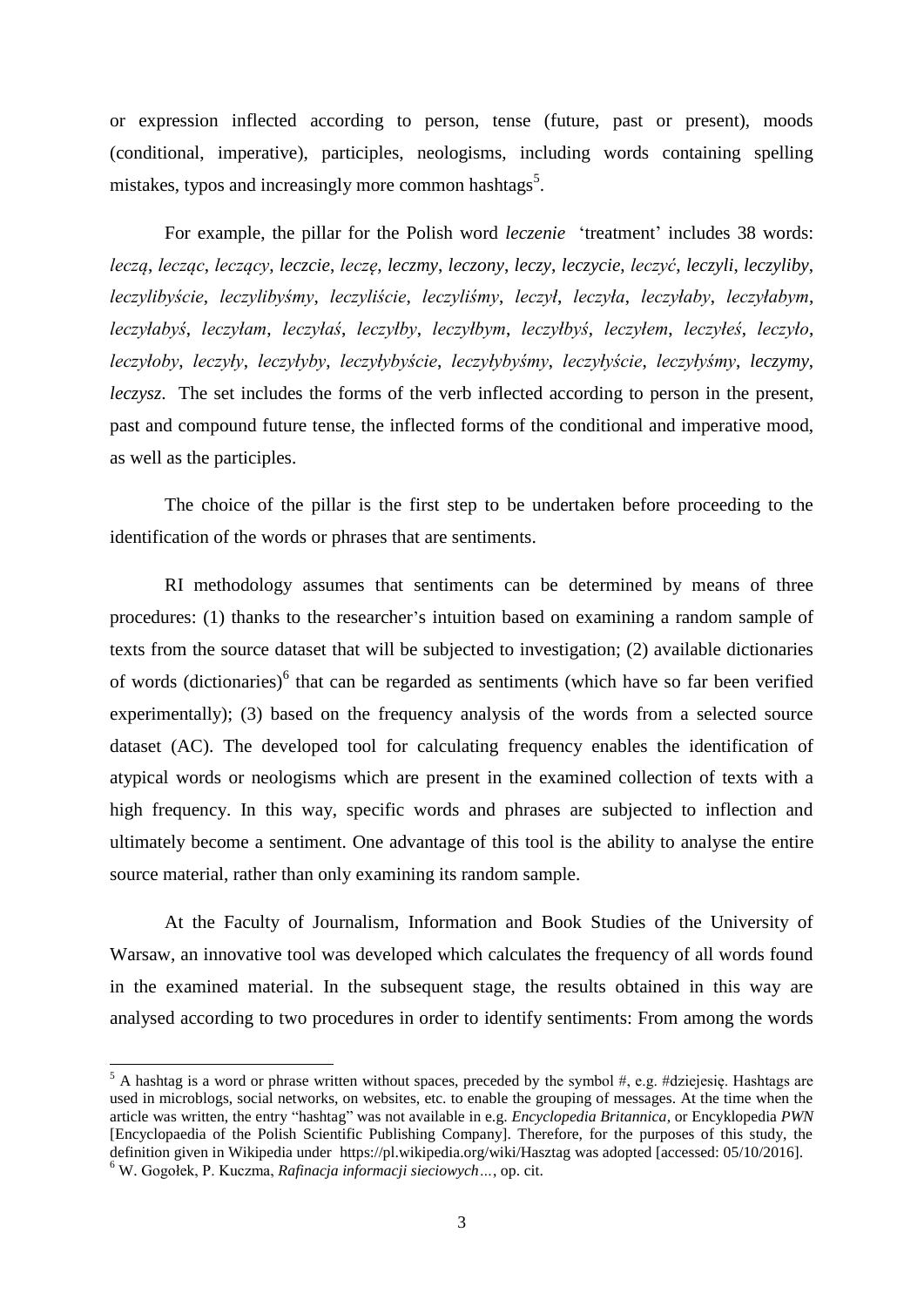or expression inflected according to person, tense (future, past or present), moods (conditional, imperative), participles, neologisms, including words containing spelling mistakes, typos and increasingly more common hashtags[5].

For example, the pillar for the Polish word *leczenie* 'treatment' includes 38 words: *leczą*, *lecząc*, *leczący*, *leczcie*, *leczę*, *leczmy*, *leczony*, *leczy*, *leczycie*, *leczyć*, *leczyli*, *leczyliby*, *leczylibyście*, *leczylibyśmy*, *leczyliście*, *leczyliśmy*, *leczył*, *leczyła*, *leczyłaby*, *leczyłabym*, *leczyłabyś*, *leczyłam*, *leczyłaś*, *leczyłby*, *leczyłbym*, *leczyłbyś*, *leczyłem*, *leczyłeś*, *leczyło*, *leczyłoby*, *leczyły*, *leczyłyby*, *leczyłybyście*, *leczyłybyśmy*, *leczyłyście*, *leczyłyśmy*, *leczymy*, *leczysz*. The set includes the forms of the verb inflected according to person in the present, past and compound future tense, the inflected forms of the conditional and imperative mood, as well as the participles.

The choice of the pillar is the first step to be undertaken before proceeding to the identification of the words or phrases that are sentiments.

RI methodology assumes that sentiments can be determined by means of three procedures: (1) thanks to the researcher's intuition based on examining a random sample of texts from the source dataset that will be subjected to investigation; (2) available dictionaries of words (dictionaries)[6] that can be regarded as sentiments (which have so far been verified experimentally); (3) based on the frequency analysis of the words from a selected source dataset (AC). The developed tool for calculating frequency enables the identification of atypical words or neologisms which are present in the examined collection of texts with a high frequency. In this way, specific words and phrases are subjected to inflection and ultimately become a sentiment. One advantage of this tool is the ability to analyse the entire source material, rather than only examining its random sample.

At the Faculty of Journalism, Information and Book Studies of the University of Warsaw, an innovative tool was developed which calculates the frequency of all words found in the examined material. In the subsequent stage, the results obtained in this way are analysed according to two procedures in order to identify sentiments: From among the words

---

[5] A hashtag is a word or phrase written without spaces, preceded by the symbol #, e.g. #dziejesię. Hashtags are used in microblogs, social networks, on websites, etc. to enable the grouping of messages. At the time when the article was written, the entry "hashtag" was not available in e.g. *Encyclopedia Britannica*, or Encyklopedia *PWN* [Encyclopaedia of the Polish Scientific Publishing Company]. Therefore, for the purposes of this study, the definition given in Wikipedia under https://pl.wikipedia.org/wiki/Hasztag was adopted [accessed: 05/10/2016].

[6] W. Gogołek, P. Kuczma, *Rafinacja informacji sieciowych…*, op. cit.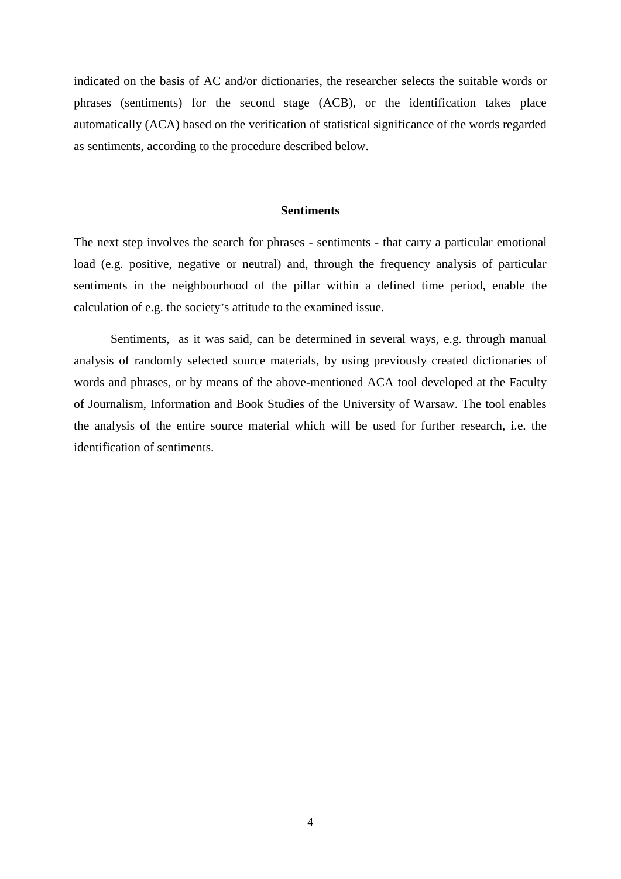indicated on the basis of AC and/or dictionaries, the researcher selects the suitable words or phrases (sentiments) for the second stage (ACB), or the identification takes place automatically (ACA) based on the verification of statistical significance of the words regarded as sentiments, according to the procedure described below.

## Sentiments

The next step involves the search for phrases - sentiments - that carry a particular emotional load (e.g. positive, negative or neutral) and, through the frequency analysis of particular sentiments in the neighbourhood of the pillar within a defined time period, enable the calculation of e.g. the society's attitude to the examined issue.

Sentiments, as it was said, can be determined in several ways, e.g. through manual analysis of randomly selected source materials, by using previously created dictionaries of words and phrases, or by means of the above-mentioned ACA tool developed at the Faculty of Journalism, Information and Book Studies of the University of Warsaw. The tool enables the analysis of the entire source material which will be used for further research, i.e. the identification of sentiments.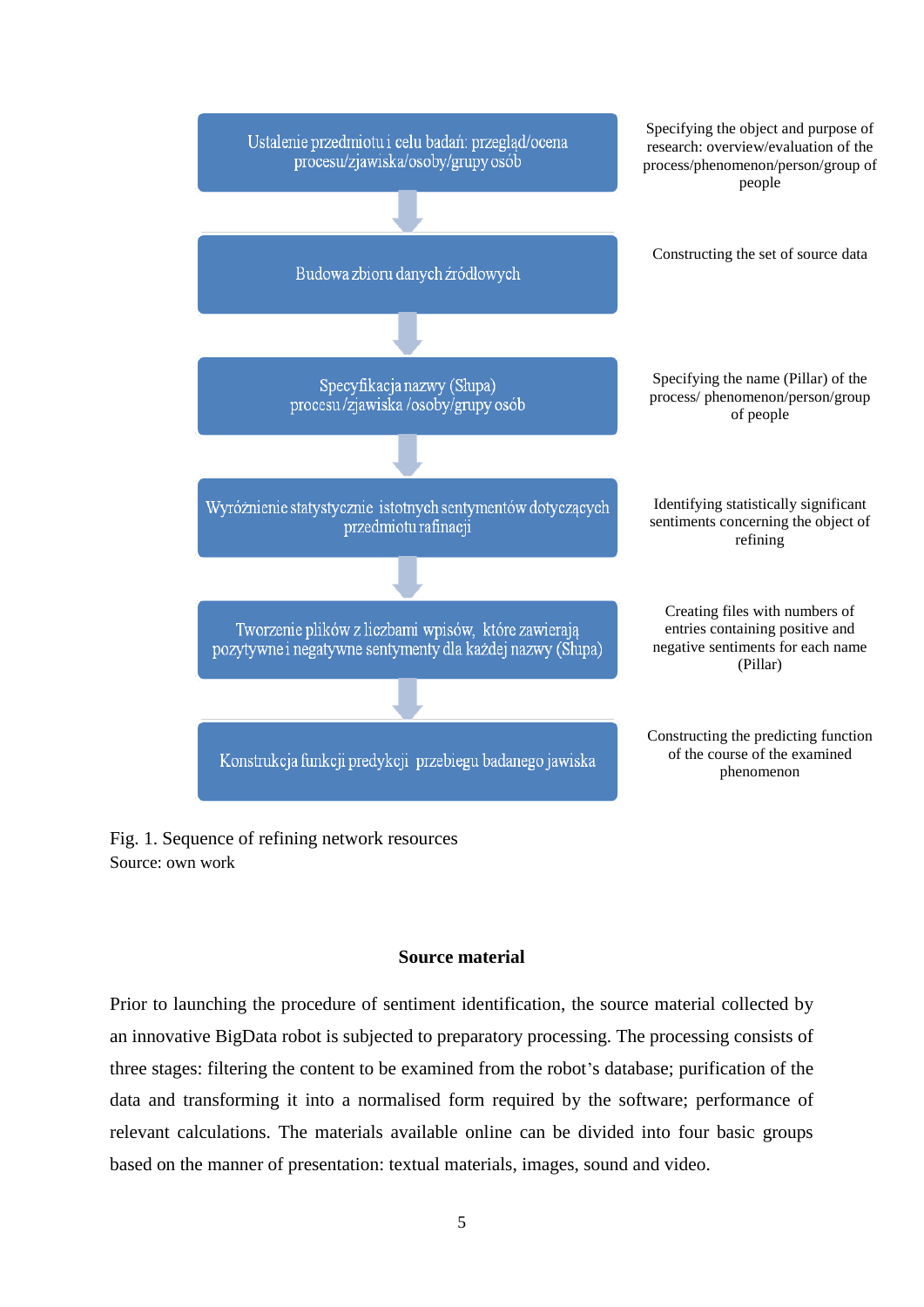Ustalenie przedmiotu i celu badań: przegląd/ocena procesu/zjawiska/osoby/grupy osób — Specifying the object and purpose of research: overview/evaluation of the process/phenomenon/person/group of people

↓

Budowa zbioru danych źródłowych — Constructing the set of source data

↓

Specyfikacja nazwy (Słupa) procesu /zjawiska /osoby/grupy osób — Specifying the name (Pillar) of the process/ phenomenon/person/group of people

↓

Wyróżnienie statystycznie istotnych sentymentów dotyczących przedmiotu rafinacji — Identifying statistically significant sentiments concerning the object of refining

↓

Tworzenie plików z liczbami wpisów, które zawierają pozytywne i negatywne sentymenty dla każdej nazwy (Słupa) — Creating files with numbers of entries containing positive and negative sentiments for each name (Pillar)

↓

Konstrukcja funkcji predykcji przebiegu badanego jawiska — Constructing the predicting function of the course of the examined phenomenon

Fig. 1. Sequence of refining network resources
Source: own work

## Source material

Prior to launching the procedure of sentiment identification, the source material collected by an innovative BigData robot is subjected to preparatory processing. The processing consists of three stages: filtering the content to be examined from the robot's database; purification of the data and transforming it into a normalised form required by the software; performance of relevant calculations. The materials available online can be divided into four basic groups based on the manner of presentation: textual materials, images, sound and video.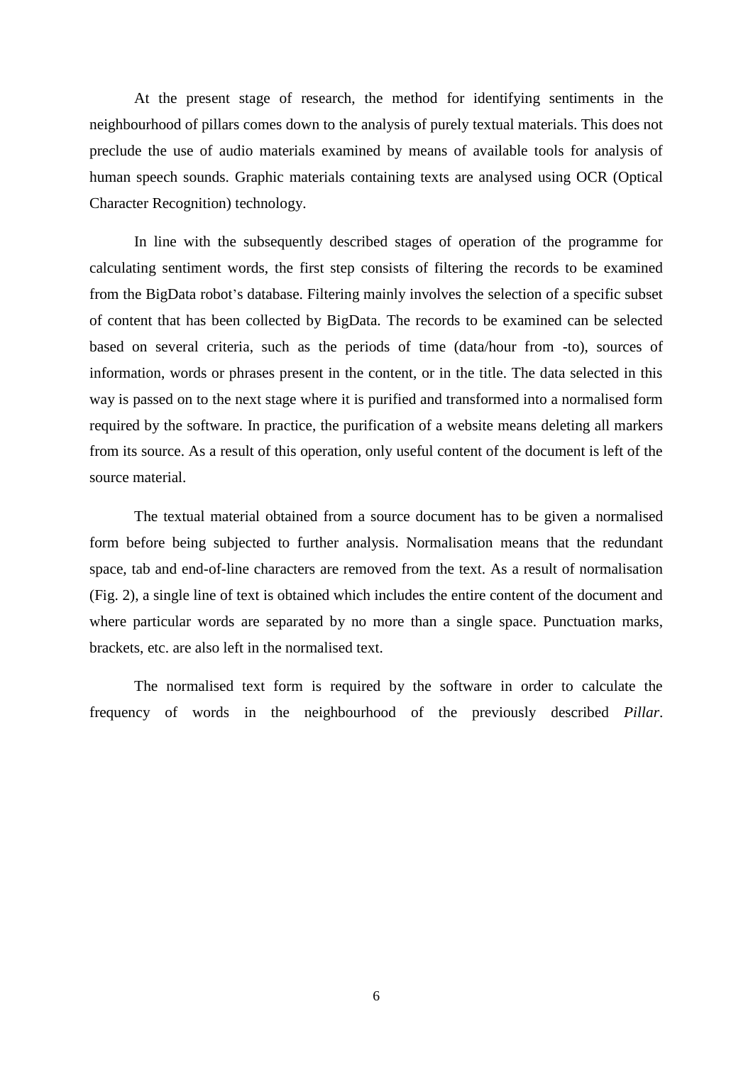At the present stage of research, the method for identifying sentiments in the neighbourhood of pillars comes down to the analysis of purely textual materials. This does not preclude the use of audio materials examined by means of available tools for analysis of human speech sounds. Graphic materials containing texts are analysed using OCR (Optical Character Recognition) technology.

In line with the subsequently described stages of operation of the programme for calculating sentiment words, the first step consists of filtering the records to be examined from the BigData robot's database. Filtering mainly involves the selection of a specific subset of content that has been collected by BigData. The records to be examined can be selected based on several criteria, such as the periods of time (data/hour from -to), sources of information, words or phrases present in the content, or in the title. The data selected in this way is passed on to the next stage where it is purified and transformed into a normalised form required by the software. In practice, the purification of a website means deleting all markers from its source. As a result of this operation, only useful content of the document is left of the source material.

The textual material obtained from a source document has to be given a normalised form before being subjected to further analysis. Normalisation means that the redundant space, tab and end-of-line characters are removed from the text. As a result of normalisation (Fig. 2), a single line of text is obtained which includes the entire content of the document and where particular words are separated by no more than a single space. Punctuation marks, brackets, etc. are also left in the normalised text.

The normalised text form is required by the software in order to calculate the frequency of words in the neighbourhood of the previously described *Pillar*.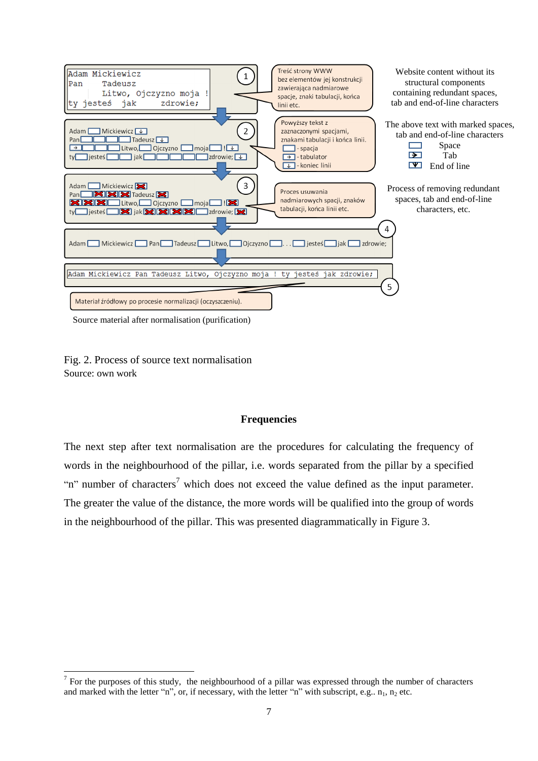Website content without its structural components containing redundant spaces, tab and end-of-line characters

The above text with marked spaces, tab and end-of-line characters

Space

Tab

End of line

Process of removing redundant spaces, tab and end-of-line characters, etc.

Source material after normalisation (purification)

Fig. 2. Process of source text normalisation
Source: own work

## Frequencies

The next step after text normalisation are the procedures for calculating the frequency of words in the neighbourhood of the pillar, i.e. words separated from the pillar by a specified “n” number of characters[7] which does not exceed the value defined as the input parameter. The greater the value of the distance, the more words will be qualified into the group of words in the neighbourhood of the pillar. This was presented diagrammatically in Figure 3.

---

[7] For the purposes of this study, the neighbourhood of a pillar was expressed through the number of characters and marked with the letter “n”, or, if necessary, with the letter “n” with subscript, e.g.. $n_1$, $n_2$ etc.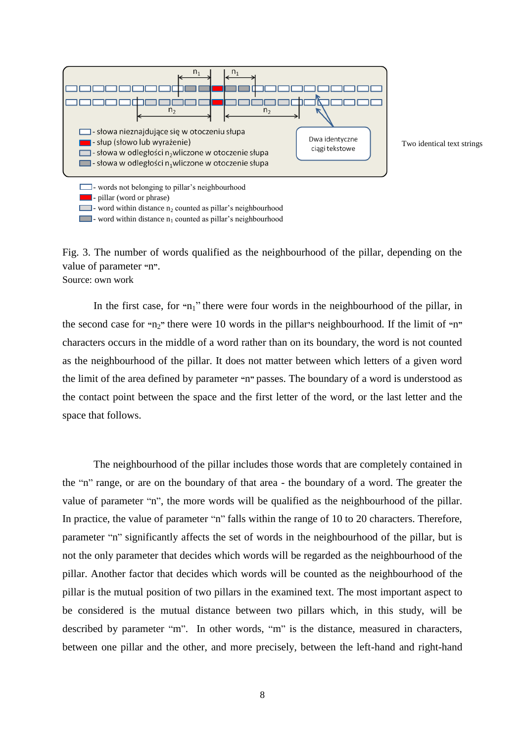- słowa nieznajdujące się w otoczeniu słupa
- słup (słowo lub wyrażenie)
- słowa w odległości $n_2$ wliczone w otoczenie słupa
- słowa w odległości $n_1$ wliczone w otoczenie słupa

Dwa identyczne ciągi tekstowe

Two identical text strings

- words not belonging to pillar's neighbourhood
- pillar (word or phrase)
- word within distance $n_2$ counted as pillar's neighbourhood
- word within distance $n_1$ counted as pillar's neighbourhood

Fig. 3. The number of words qualified as the neighbourhood of the pillar, depending on the value of parameter "n".
Source: own work

In the first case, for "$n_1$" there were four words in the neighbourhood of the pillar, in the second case for "$n_2$" there were 10 words in the pillar's neighbourhood. If the limit of "n" characters occurs in the middle of a word rather than on its boundary, the word is not counted as the neighbourhood of the pillar. It does not matter between which letters of a given word the limit of the area defined by parameter "n" passes. The boundary of a word is understood as the contact point between the space and the first letter of the word, or the last letter and the space that follows.

The neighbourhood of the pillar includes those words that are completely contained in the "n" range, or are on the boundary of that area - the boundary of a word. The greater the value of parameter "n", the more words will be qualified as the neighbourhood of the pillar. In practice, the value of parameter "n" falls within the range of 10 to 20 characters. Therefore, parameter "n" significantly affects the set of words in the neighbourhood of the pillar, but is not the only parameter that decides which words will be regarded as the neighbourhood of the pillar. Another factor that decides which words will be counted as the neighbourhood of the pillar is the mutual position of two pillars in the examined text. The most important aspect to be considered is the mutual distance between two pillars which, in this study, will be described by parameter "m". In other words, "m" is the distance, measured in characters, between one pillar and the other, and more precisely, between the left-hand and right-hand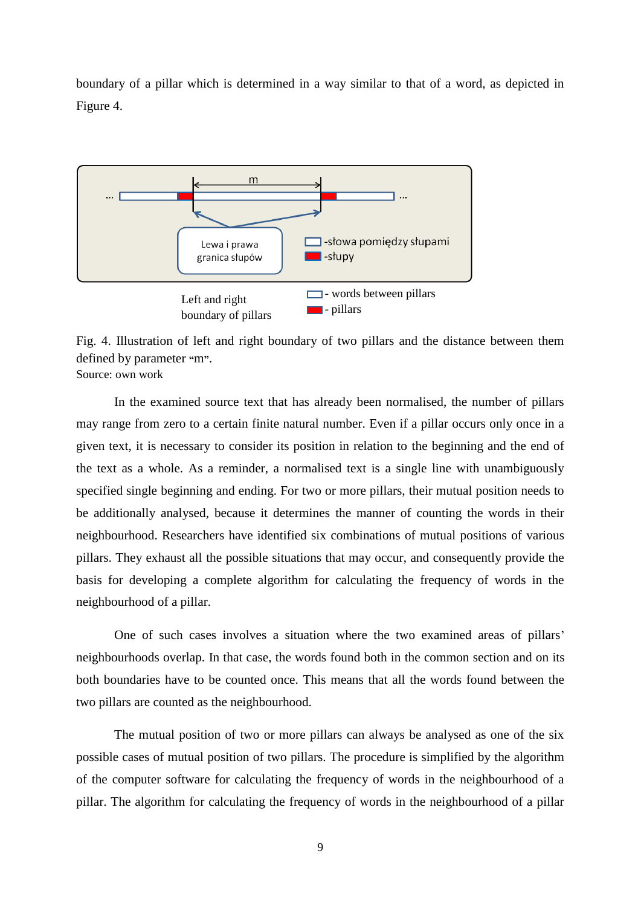boundary of a pillar which is determined in a way similar to that of a word, as depicted in Figure 4.

Left and right boundary of pillars

- words between pillars
- pillars

Fig. 4. Illustration of left and right boundary of two pillars and the distance between them defined by parameter "m".
Source: own work

In the examined source text that has already been normalised, the number of pillars may range from zero to a certain finite natural number. Even if a pillar occurs only once in a given text, it is necessary to consider its position in relation to the beginning and the end of the text as a whole. As a reminder, a normalised text is a single line with unambiguously specified single beginning and ending. For two or more pillars, their mutual position needs to be additionally analysed, because it determines the manner of counting the words in their neighbourhood. Researchers have identified six combinations of mutual positions of various pillars. They exhaust all the possible situations that may occur, and consequently provide the basis for developing a complete algorithm for calculating the frequency of words in the neighbourhood of a pillar.

One of such cases involves a situation where the two examined areas of pillars' neighbourhoods overlap. In that case, the words found both in the common section and on its both boundaries have to be counted once. This means that all the words found between the two pillars are counted as the neighbourhood.

The mutual position of two or more pillars can always be analysed as one of the six possible cases of mutual position of two pillars. The procedure is simplified by the algorithm of the computer software for calculating the frequency of words in the neighbourhood of a pillar. The algorithm for calculating the frequency of words in the neighbourhood of a pillar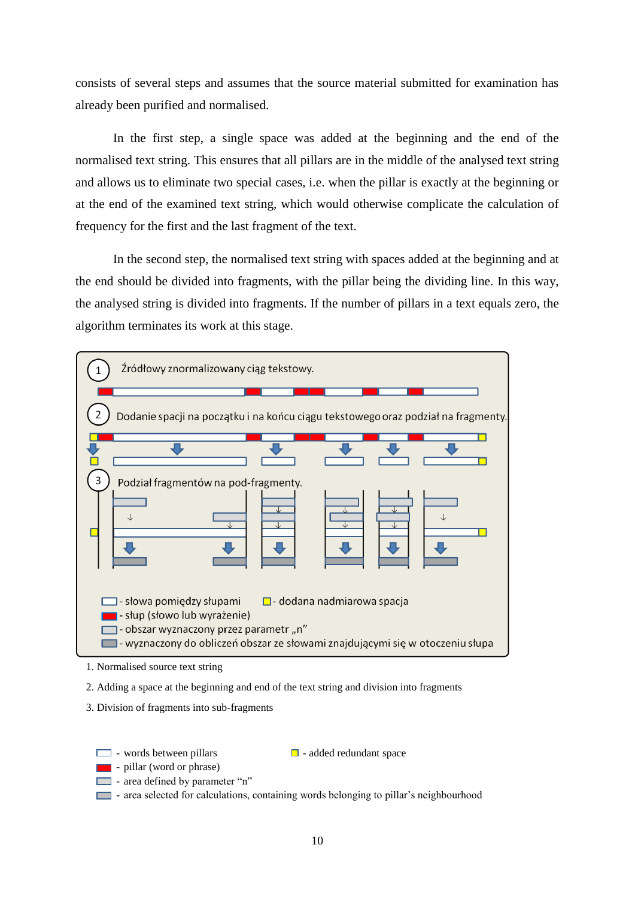consists of several steps and assumes that the source material submitted for examination has already been purified and normalised.

In the first step, a single space was added at the beginning and the end of the normalised text string. This ensures that all pillars are in the middle of the analysed text string and allows us to eliminate two special cases, i.e. when the pillar is exactly at the beginning or at the end of the examined text string, which would otherwise complicate the calculation of frequency for the first and the last fragment of the text.

In the second step, the normalised text string with spaces added at the beginning and at the end should be divided into fragments, with the pillar being the dividing line. In this way, the analysed string is divided into fragments. If the number of pillars in a text equals zero, the algorithm terminates its work at this stage.

1 Źródłowy znormalizowany ciąg tekstowy.

2 Dodanie spacji na początku i na końcu ciągu tekstowego oraz podział na fragmenty.

3 Podział fragmentów na pod-fragmenty.

- słowa pomiędzy słupami
- dodana nadmiarowa spacja
- słup (słowo lub wyrażenie)
- obszar wyznaczony przez parametr „n"
- wyznaczony do obliczeń obszar ze słowami znajdującymi się w otoczeniu słupa

1. Normalised source text string
2. Adding a space at the beginning and end of the text string and division into fragments
3. Division of fragments into sub-fragments

- words between pillars
- added redundant space
- pillar (word or phrase)
- area defined by parameter "n"
- area selected for calculations, containing words belonging to pillar's neighbourhood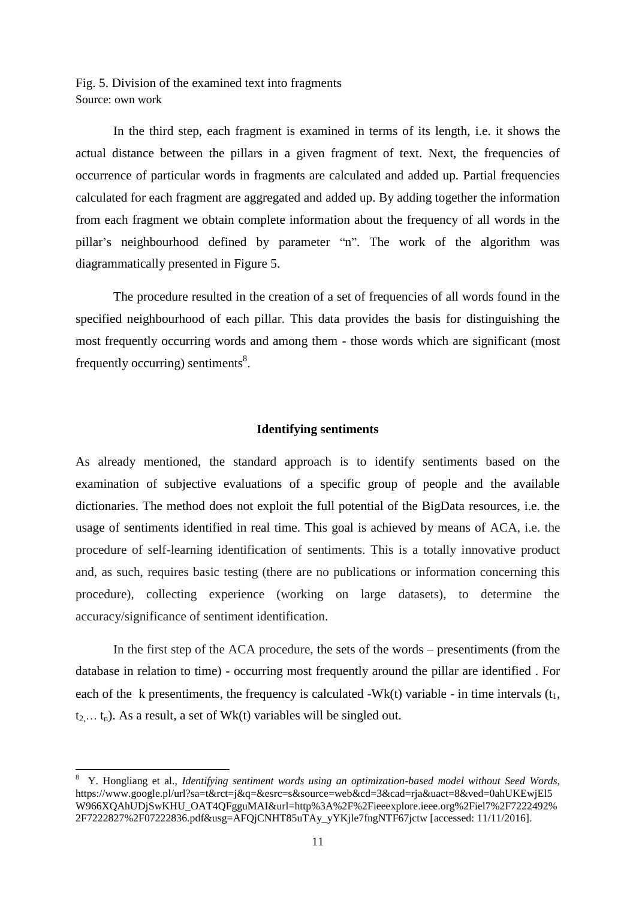Fig. 5. Division of the examined text into fragments
Source: own work

In the third step, each fragment is examined in terms of its length, i.e. it shows the actual distance between the pillars in a given fragment of text. Next, the frequencies of occurrence of particular words in fragments are calculated and added up. Partial frequencies calculated for each fragment are aggregated and added up. By adding together the information from each fragment we obtain complete information about the frequency of all words in the pillar's neighbourhood defined by parameter "n". The work of the algorithm was diagrammatically presented in Figure 5.

The procedure resulted in the creation of a set of frequencies of all words found in the specified neighbourhood of each pillar. This data provides the basis for distinguishing the most frequently occurring words and among them - those words which are significant (most frequently occurring) sentiments[8].

## Identifying sentiments

As already mentioned, the standard approach is to identify sentiments based on the examination of subjective evaluations of a specific group of people and the available dictionaries. The method does not exploit the full potential of the BigData resources, i.e. the usage of sentiments identified in real time. This goal is achieved by means of ACA, i.e. the procedure of self-learning identification of sentiments. This is a totally innovative product and, as such, requires basic testing (there are no publications or information concerning this procedure), collecting experience (working on large datasets), to determine the accuracy/significance of sentiment identification.

In the first step of the ACA procedure, the sets of the words – presentiments (from the database in relation to time) - occurring most frequently around the pillar are identified . For each of the k presentiments, the frequency is calculated -Wk(t) variable - in time intervals ($t_1$, $t_2$,… $t_n$). As a result, a set of Wk(t) variables will be singled out.

---

[8] Y. Hongliang et al., *Identifying sentiment words using an optimization-based model without Seed Words*, https://www.google.pl/url?sa=t&rct=j&q=&esrc=s&source=web&cd=3&cad=rja&uact=8&ved=0ahUKEwjEl5W966XQAhUDjSwKHU_OAT4QFgguMAI&url=http%3A%2F%2Fieeexplore.ieee.org%2Fiel7%2F7222492%2F7222827%2F07222836.pdf&usg=AFQjCNHT85uTAy_yYKjle7fngNTF67jctw [accessed: 11/11/2016].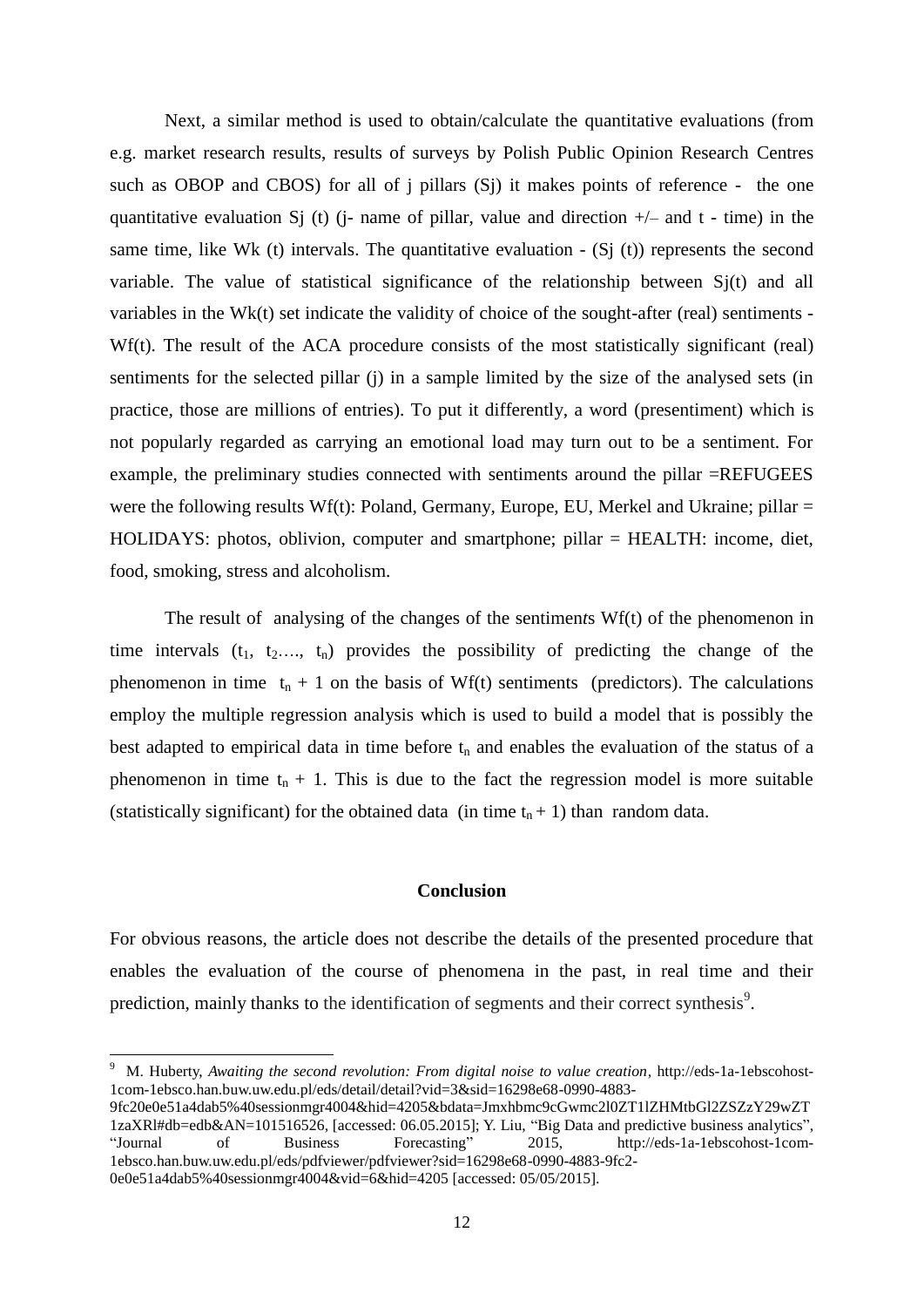Next, a similar method is used to obtain/calculate the quantitative evaluations (from e.g. market research results, results of surveys by Polish Public Opinion Research Centres such as OBOP and CBOS) for all of j pillars (Sj) it makes points of reference - the one quantitative evaluation Sj (t) (j- name of pillar, value and direction +/– and t - time) in the same time, like Wk (t) intervals. The quantitative evaluation - (Sj (t)) represents the second variable. The value of statistical significance of the relationship between Sj(t) and all variables in the Wk(t) set indicate the validity of choice of the sought-after (real) sentiments - Wf(t). The result of the ACA procedure consists of the most statistically significant (real) sentiments for the selected pillar (j) in a sample limited by the size of the analysed sets (in practice, those are millions of entries). To put it differently, a word (presentiment) which is not popularly regarded as carrying an emotional load may turn out to be a sentiment. For example, the preliminary studies connected with sentiments around the pillar =REFUGEES were the following results Wf(t): Poland, Germany, Europe, EU, Merkel and Ukraine; pillar = HOLIDAYS: photos, oblivion, computer and smartphone; pillar = HEALTH: income, diet, food, smoking, stress and alcoholism.

The result of analysing of the changes of the sentimen*t*s Wf(t) of the phenomenon in time intervals ($t_1$, $t_2$…., $t_n$) provides the possibility of predicting the change of the phenomenon in time $t_n + 1$ on the basis of Wf(t) sentiments (predictors). The calculations employ the multiple regression analysis which is used to build a model that is possibly the best adapted to empirical data in time before $t_n$ and enables the evaluation of the status of a phenomenon in time $t_n + 1$. This is due to the fact the regression model is more suitable (statistically significant) for the obtained data (in time $t_n + 1$) than random data.

## Conclusion

For obvious reasons, the article does not describe the details of the presented procedure that enables the evaluation of the course of phenomena in the past, in real time and their prediction, mainly thanks to the identification of segments and their correct synthesis[9].

---

[9] M. Huberty, *Awaiting the second revolution: From digital noise to value creation*, http://eds-1a-1ebscohost-1com-1ebsco.han.buw.uw.edu.pl/eds/detail/detail?vid=3&sid=16298e68-0990-4883-9fc20e0e51a4dab5%40sessionmgr4004&hid=4205&bdata=Jmxhbmc9cGwmc2l0ZT1lZHMtbGl2ZSZzY29wZT1zaXRl#db=edb&AN=101516526, [accessed: 06.05.2015]; Y. Liu, "Big Data and predictive business analytics", "Journal of Business Forecasting" 2015, http://eds-1a-1ebscohost-1com-1ebsco.han.buw.uw.edu.pl/eds/pdfviewer/pdfviewer?sid=16298e68-0990-4883-9fc2-0e0e51a4dab5%40sessionmgr4004&vid=6&hid=4205 [accessed: 05/05/2015].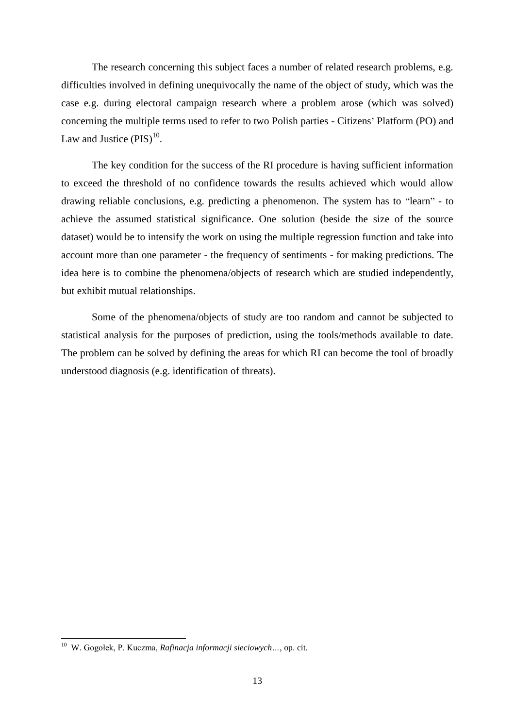The research concerning this subject faces a number of related research problems, e.g. difficulties involved in defining unequivocally the name of the object of study, which was the case e.g. during electoral campaign research where a problem arose (which was solved) concerning the multiple terms used to refer to two Polish parties - Citizens' Platform (PO) and Law and Justice (PIS)[10].

The key condition for the success of the RI procedure is having sufficient information to exceed the threshold of no confidence towards the results achieved which would allow drawing reliable conclusions, e.g. predicting a phenomenon. The system has to "learn" - to achieve the assumed statistical significance. One solution (beside the size of the source dataset) would be to intensify the work on using the multiple regression function and take into account more than one parameter - the frequency of sentiments - for making predictions. The idea here is to combine the phenomena/objects of research which are studied independently, but exhibit mutual relationships.

Some of the phenomena/objects of study are too random and cannot be subjected to statistical analysis for the purposes of prediction, using the tools/methods available to date. The problem can be solved by defining the areas for which RI can become the tool of broadly understood diagnosis (e.g. identification of threats).

---

[10] W. Gogołek, P. Kuczma, *Rafinacja informacji sieciowych…*, op. cit.